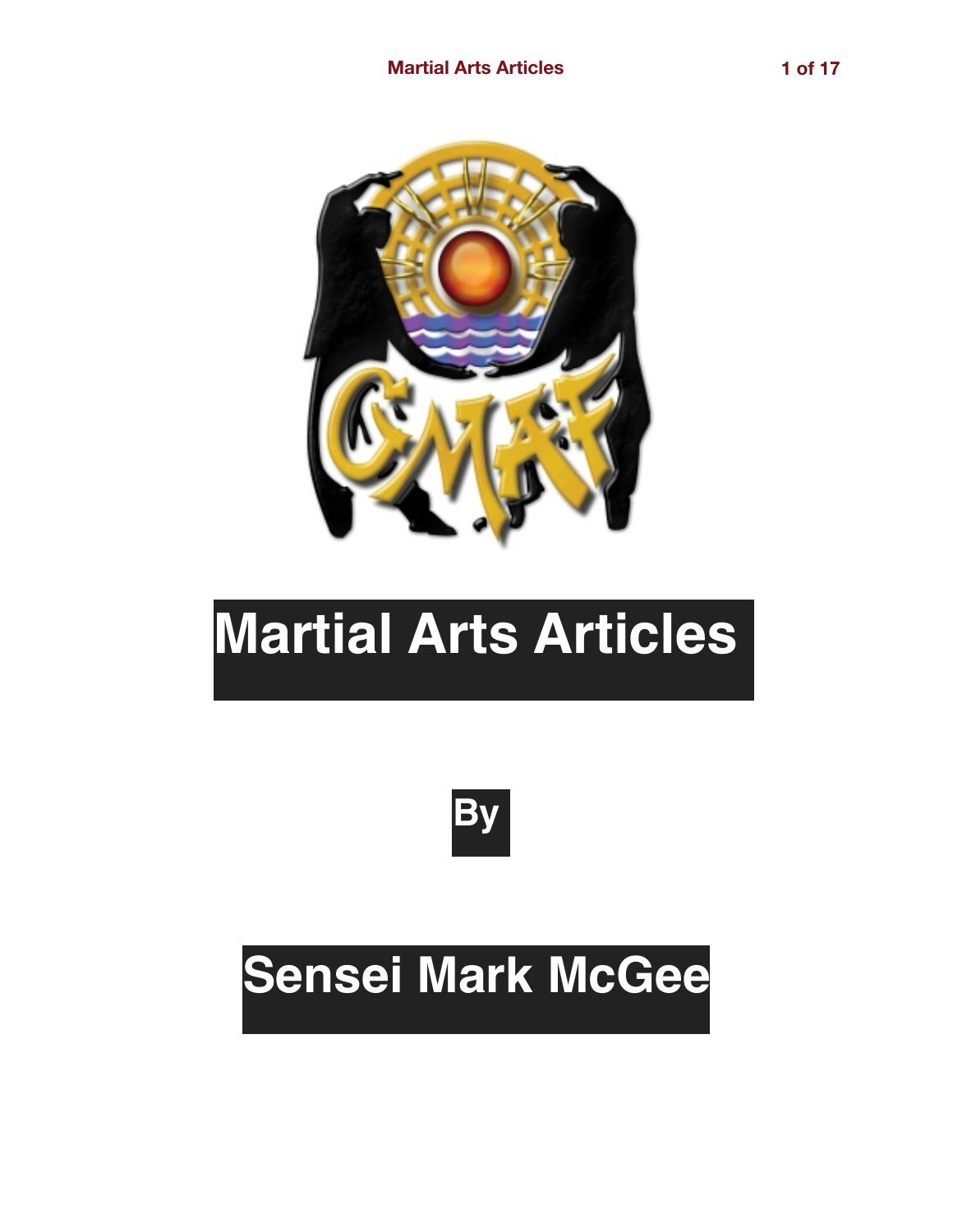# Martial Arts Articles

By

# Sensei Mark McGee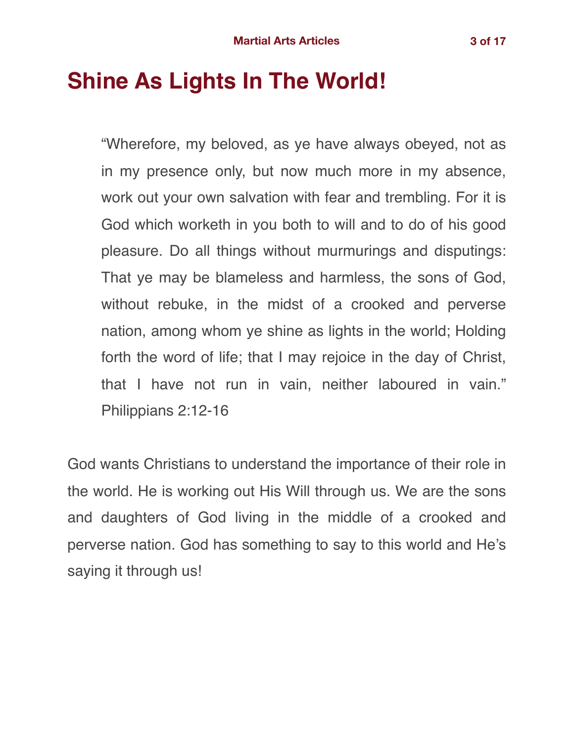# Shine As Lights In The World!

> "Wherefore, my beloved, as ye have always obeyed, not as in my presence only, but now much more in my absence, work out your own salvation with fear and trembling. For it is God which worketh in you both to will and to do of his good pleasure. Do all things without murmurings and disputings: That ye may be blameless and harmless, the sons of God, without rebuke, in the midst of a crooked and perverse nation, among whom ye shine as lights in the world; Holding forth the word of life; that I may rejoice in the day of Christ, that I have not run in vain, neither laboured in vain." Philippians 2:12-16

God wants Christians to understand the importance of their role in the world. He is working out His Will through us. We are the sons and daughters of God living in the middle of a crooked and perverse nation. God has something to say to this world and He's saying it through us!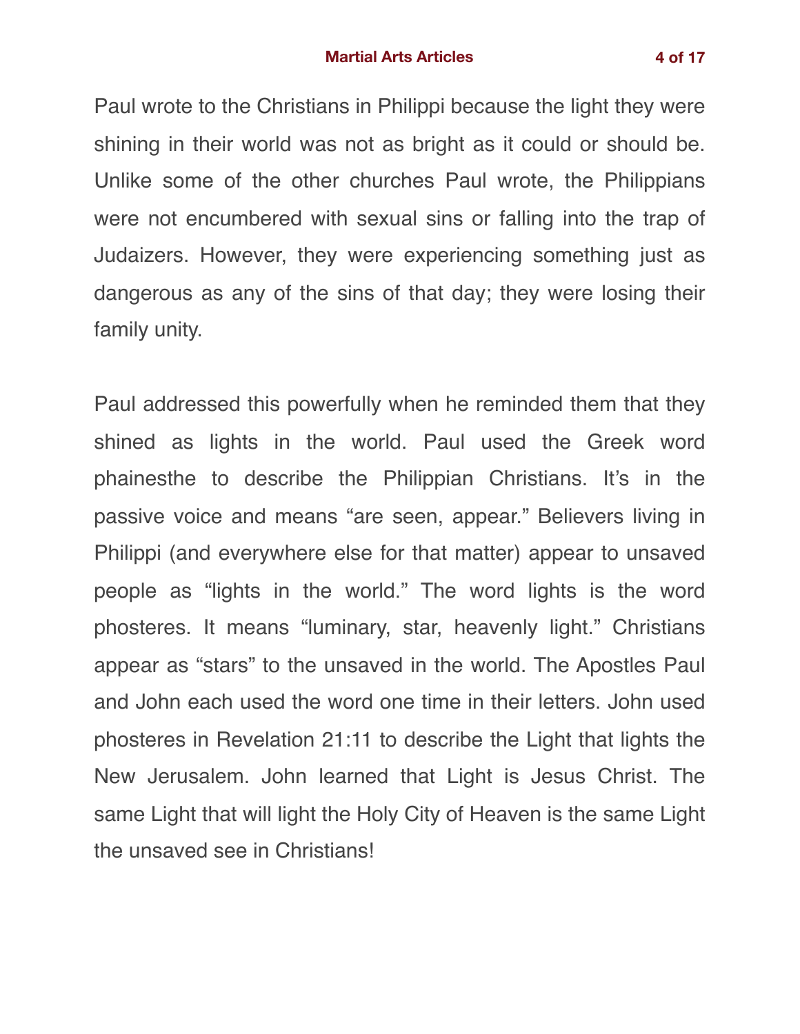Paul wrote to the Christians in Philippi because the light they were shining in their world was not as bright as it could or should be. Unlike some of the other churches Paul wrote, the Philippians were not encumbered with sexual sins or falling into the trap of Judaizers. However, they were experiencing something just as dangerous as any of the sins of that day; they were losing their family unity.

Paul addressed this powerfully when he reminded them that they shined as lights in the world. Paul used the Greek word phainesthe to describe the Philippian Christians. It's in the passive voice and means "are seen, appear." Believers living in Philippi (and everywhere else for that matter) appear to unsaved people as "lights in the world." The word lights is the word phosteres. It means "luminary, star, heavenly light." Christians appear as "stars" to the unsaved in the world. The Apostles Paul and John each used the word one time in their letters. John used phosteres in Revelation 21:11 to describe the Light that lights the New Jerusalem. John learned that Light is Jesus Christ. The same Light that will light the Holy City of Heaven is the same Light the unsaved see in Christians!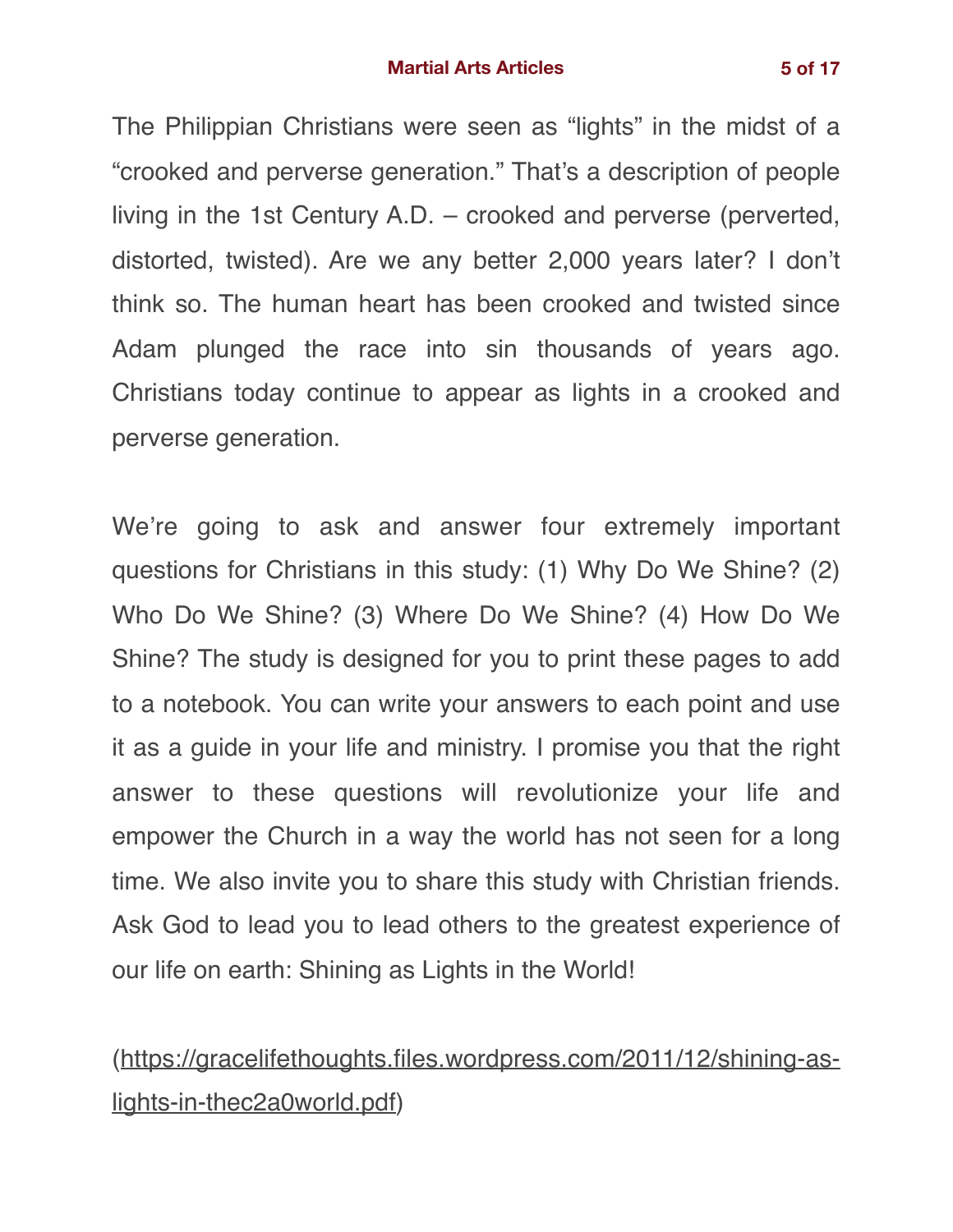The Philippian Christians were seen as "lights" in the midst of a "crooked and perverse generation." That's a description of people living in the 1st Century A.D. – crooked and perverse (perverted, distorted, twisted). Are we any better 2,000 years later? I don't think so. The human heart has been crooked and twisted since Adam plunged the race into sin thousands of years ago. Christians today continue to appear as lights in a crooked and perverse generation.

We're going to ask and answer four extremely important questions for Christians in this study: (1) Why Do We Shine? (2) Who Do We Shine? (3) Where Do We Shine? (4) How Do We Shine? The study is designed for you to print these pages to add to a notebook. You can write your answers to each point and use it as a guide in your life and ministry. I promise you that the right answer to these questions will revolutionize your life and empower the Church in a way the world has not seen for a long time. We also invite you to share this study with Christian friends. Ask God to lead you to lead others to the greatest experience of our life on earth: Shining as Lights in the World!

([https://gracelifethoughts.files.wordpress.com/2011/12/shining-as-lights-in-thec2a0world.pdf](https://gracelifethoughts.files.wordpress.com/2011/12/shining-as-lights-in-thec2a0world.pdf))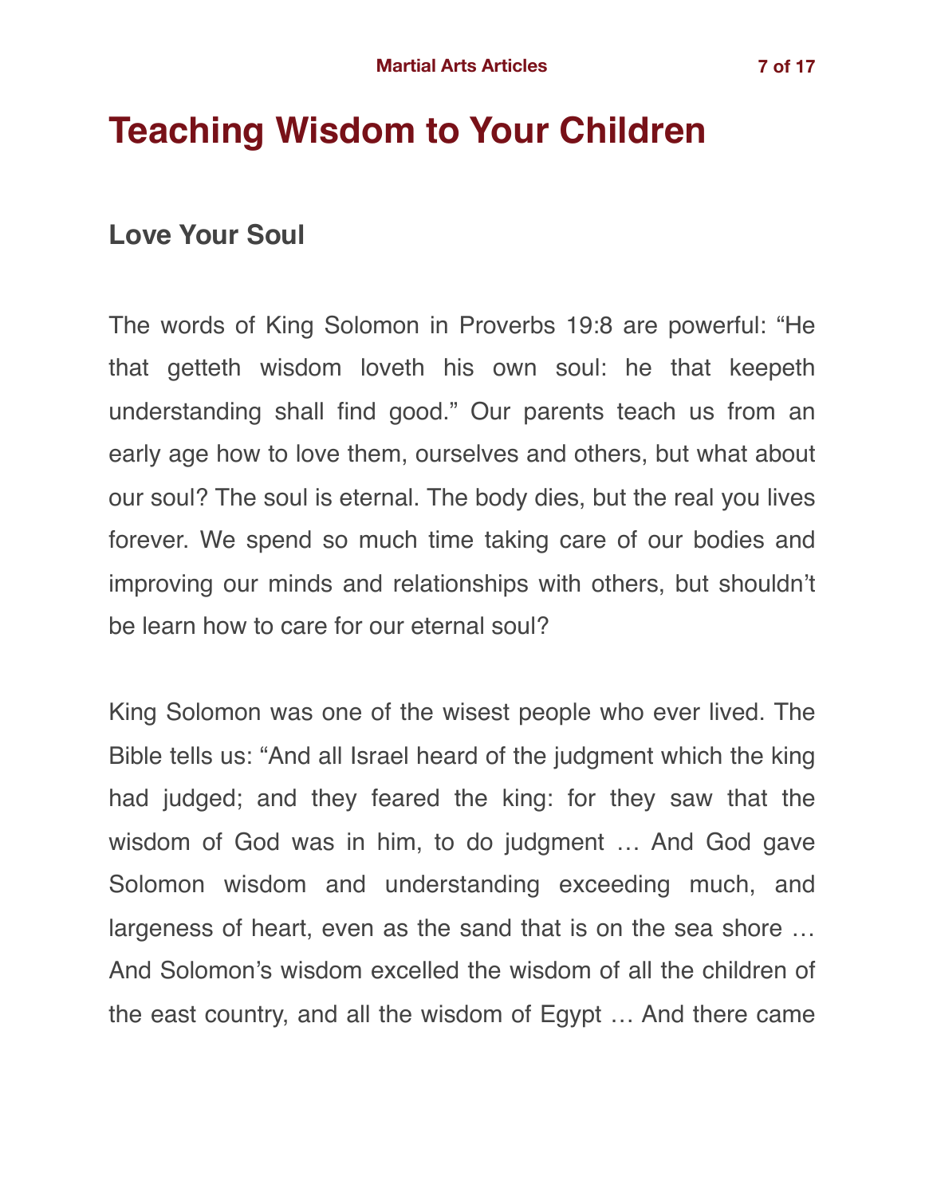# Teaching Wisdom to Your Children

## Love Your Soul

The words of King Solomon in Proverbs 19:8 are powerful: "He that getteth wisdom loveth his own soul: he that keepeth understanding shall find good." Our parents teach us from an early age how to love them, ourselves and others, but what about our soul? The soul is eternal. The body dies, but the real you lives forever. We spend so much time taking care of our bodies and improving our minds and relationships with others, but shouldn't be learn how to care for our eternal soul?

King Solomon was one of the wisest people who ever lived. The Bible tells us: "And all Israel heard of the judgment which the king had judged; and they feared the king: for they saw that the wisdom of God was in him, to do judgment … And God gave Solomon wisdom and understanding exceeding much, and largeness of heart, even as the sand that is on the sea shore … And Solomon's wisdom excelled the wisdom of all the children of the east country, and all the wisdom of Egypt … And there came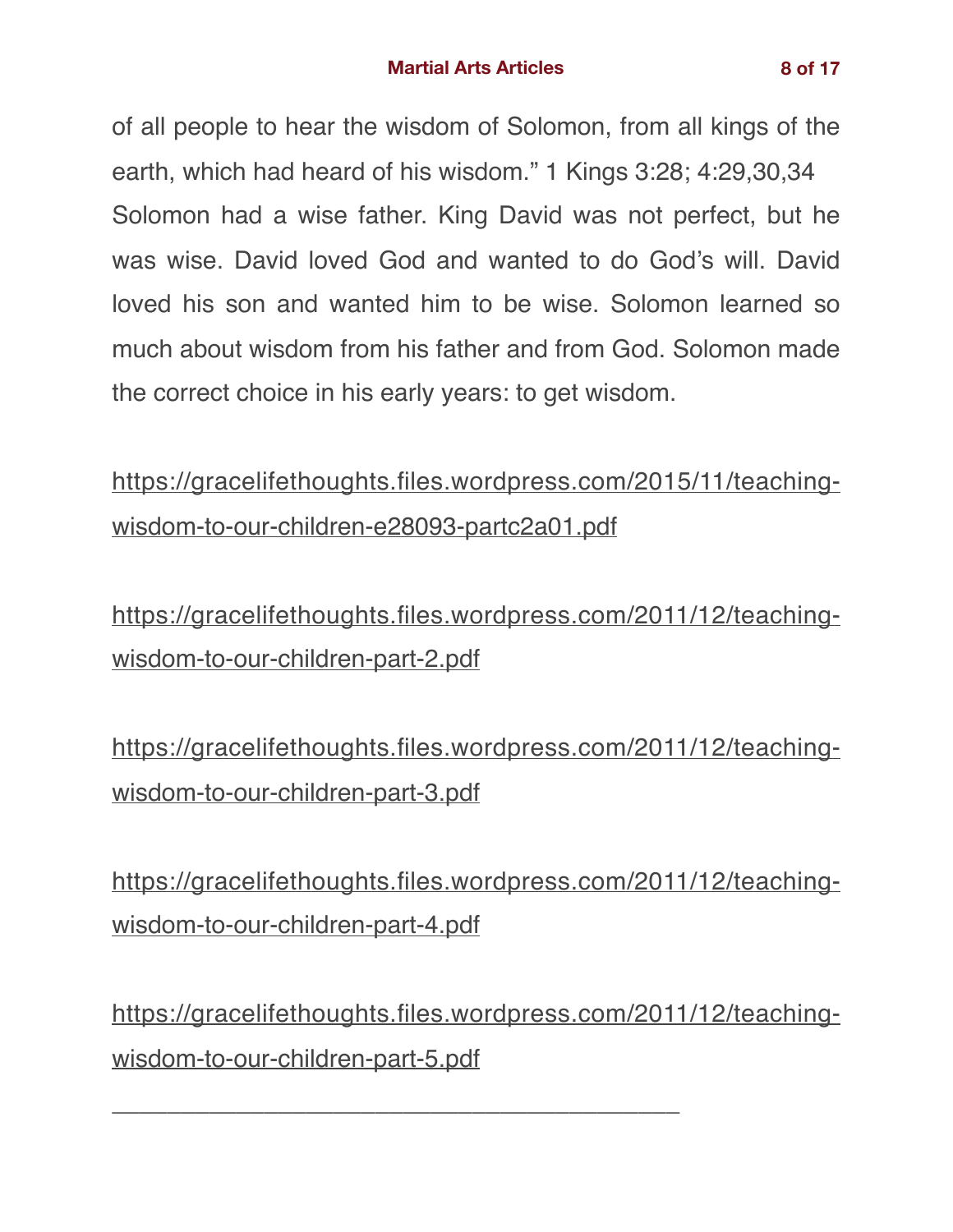of all people to hear the wisdom of Solomon, from all kings of the earth, which had heard of his wisdom." 1 Kings 3:28; 4:29,30,34

Solomon had a wise father. King David was not perfect, but he was wise. David loved God and wanted to do God's will. David loved his son and wanted him to be wise. Solomon learned so much about wisdom from his father and from God. Solomon made the correct choice in his early years: to get wisdom.

https://gracelifethoughts.files.wordpress.com/2015/11/teaching-wisdom-to-our-children-e28093-partc2a01.pdf

https://gracelifethoughts.files.wordpress.com/2011/12/teaching-wisdom-to-our-children-part-2.pdf

https://gracelifethoughts.files.wordpress.com/2011/12/teaching-wisdom-to-our-children-part-3.pdf

https://gracelifethoughts.files.wordpress.com/2011/12/teaching-wisdom-to-our-children-part-4.pdf

https://gracelifethoughts.files.wordpress.com/2011/12/teaching-wisdom-to-our-children-part-5.pdf

---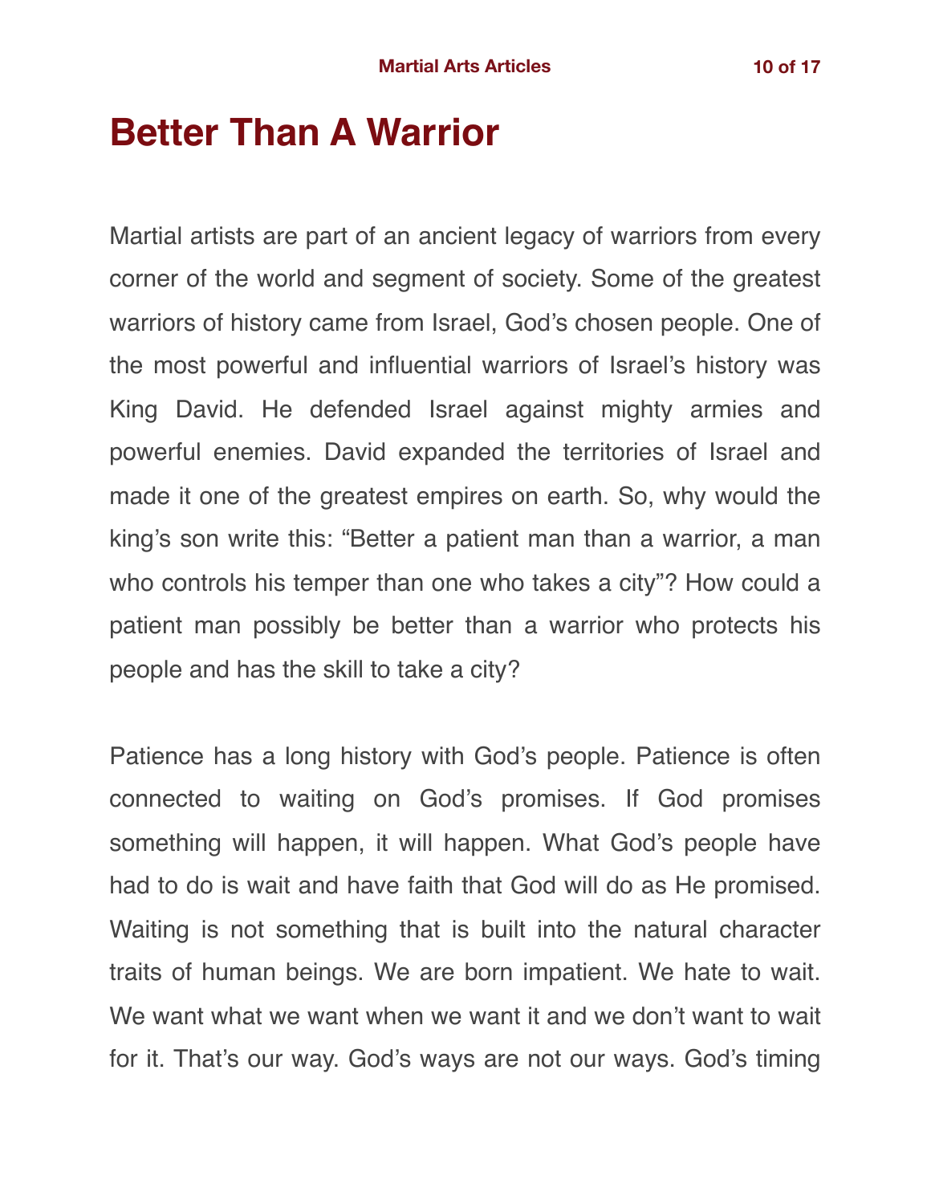# Better Than A Warrior

Martial artists are part of an ancient legacy of warriors from every corner of the world and segment of society. Some of the greatest warriors of history came from Israel, God's chosen people. One of the most powerful and influential warriors of Israel's history was King David. He defended Israel against mighty armies and powerful enemies. David expanded the territories of Israel and made it one of the greatest empires on earth. So, why would the king's son write this: "Better a patient man than a warrior, a man who controls his temper than one who takes a city"? How could a patient man possibly be better than a warrior who protects his people and has the skill to take a city?

Patience has a long history with God's people. Patience is often connected to waiting on God's promises. If God promises something will happen, it will happen. What God's people have had to do is wait and have faith that God will do as He promised. Waiting is not something that is built into the natural character traits of human beings. We are born impatient. We hate to wait. We want what we want when we want it and we don't want to wait for it. That's our way. God's ways are not our ways. God's timing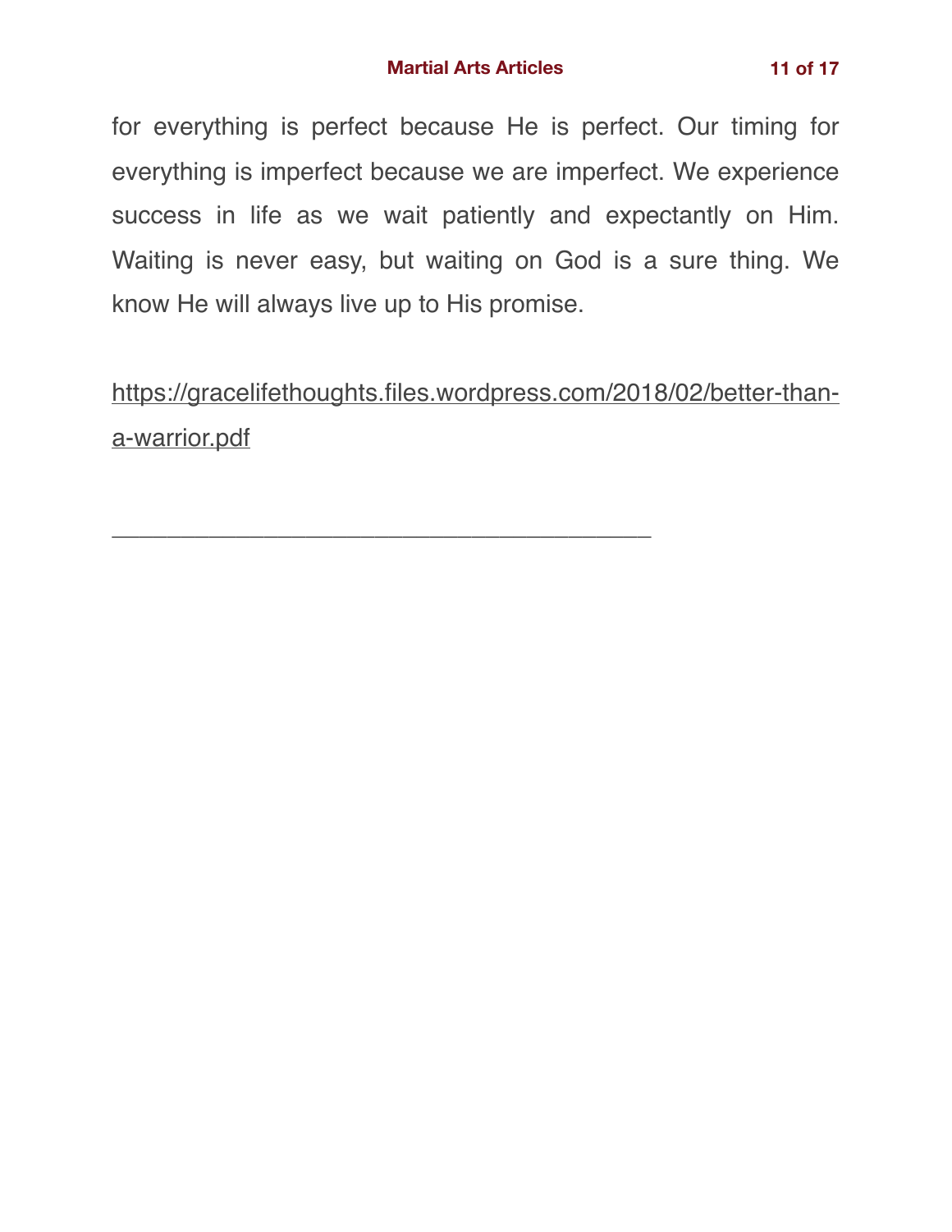for everything is perfect because He is perfect. Our timing for everything is imperfect because we are imperfect. We experience success in life as we wait patiently and expectantly on Him. Waiting is never easy, but waiting on God is a sure thing. We know He will always live up to His promise.

https://gracelifethoughts.files.wordpress.com/2018/02/better-than-a-warrior.pdf

---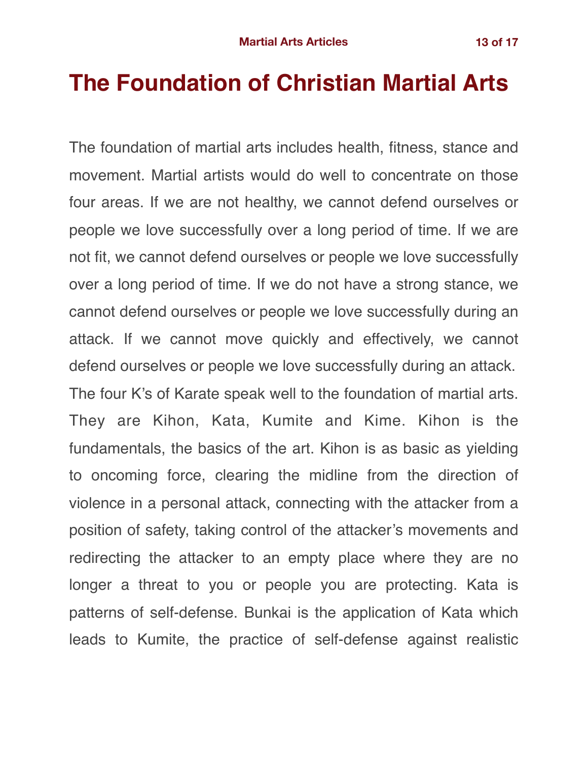# The Foundation of Christian Martial Arts

The foundation of martial arts includes health, fitness, stance and movement. Martial artists would do well to concentrate on those four areas. If we are not healthy, we cannot defend ourselves or people we love successfully over a long period of time. If we are not fit, we cannot defend ourselves or people we love successfully over a long period of time. If we do not have a strong stance, we cannot defend ourselves or people we love successfully during an attack. If we cannot move quickly and effectively, we cannot defend ourselves or people we love successfully during an attack. The four K's of Karate speak well to the foundation of martial arts. They are Kihon, Kata, Kumite and Kime. Kihon is the fundamentals, the basics of the art. Kihon is as basic as yielding to oncoming force, clearing the midline from the direction of violence in a personal attack, connecting with the attacker from a position of safety, taking control of the attacker's movements and redirecting the attacker to an empty place where they are no longer a threat to you or people you are protecting. Kata is patterns of self-defense. Bunkai is the application of Kata which leads to Kumite, the practice of self-defense against realistic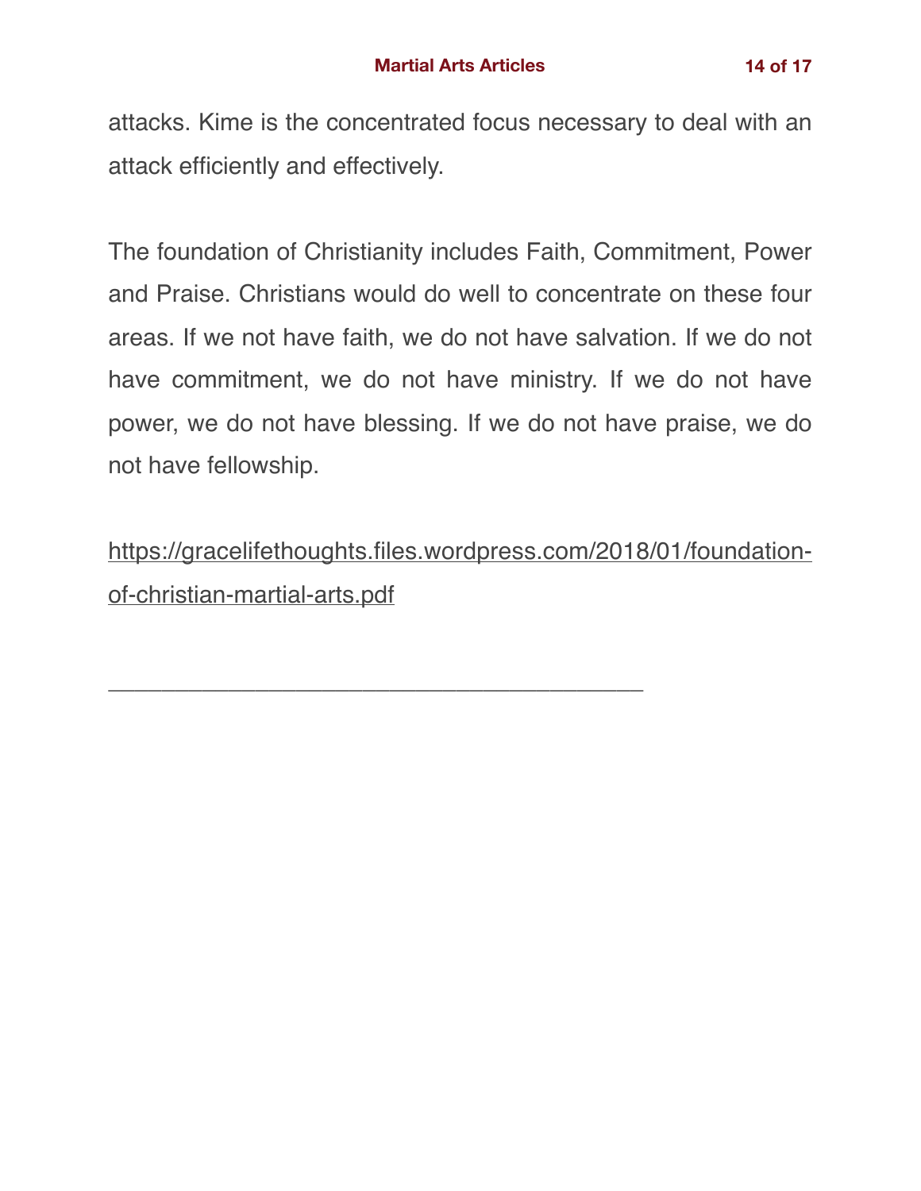attacks. Kime is the concentrated focus necessary to deal with an attack efficiently and effectively.

The foundation of Christianity includes Faith, Commitment, Power and Praise. Christians would do well to concentrate on these four areas. If we not have faith, we do not have salvation. If we do not have commitment, we do not have ministry. If we do not have power, we do not have blessing. If we do not have praise, we do not have fellowship.

https://gracelifethoughts.files.wordpress.com/2018/01/foundation-of-christian-martial-arts.pdf

---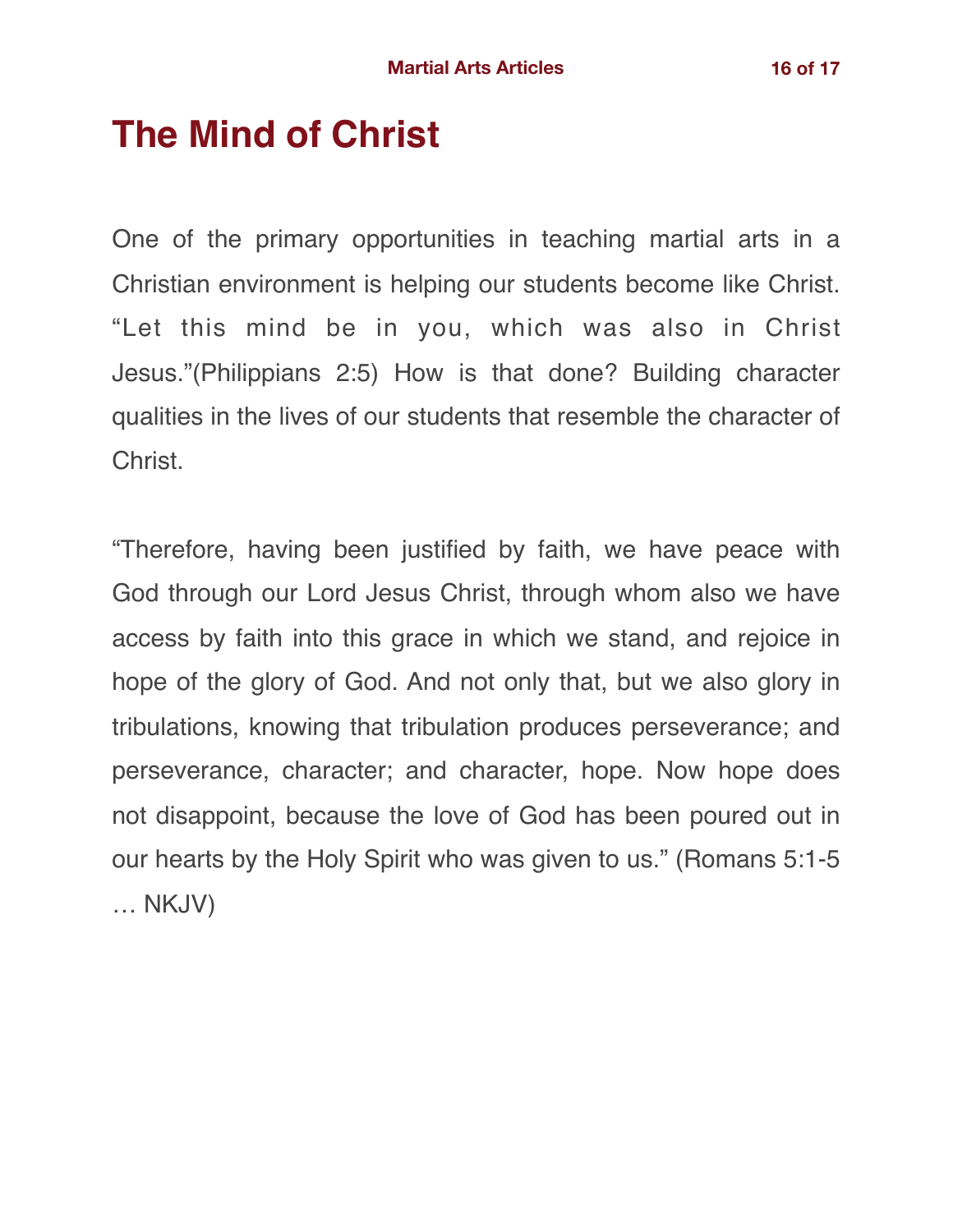# The Mind of Christ

One of the primary opportunities in teaching martial arts in a Christian environment is helping our students become like Christ. "Let this mind be in you, which was also in Christ Jesus."(Philippians 2:5) How is that done? Building character qualities in the lives of our students that resemble the character of Christ.

"Therefore, having been justified by faith, we have peace with God through our Lord Jesus Christ, through whom also we have access by faith into this grace in which we stand, and rejoice in hope of the glory of God. And not only that, but we also glory in tribulations, knowing that tribulation produces perseverance; and perseverance, character; and character, hope. Now hope does not disappoint, because the love of God has been poured out in our hearts by the Holy Spirit who was given to us." (Romans 5:1-5 … NKJV)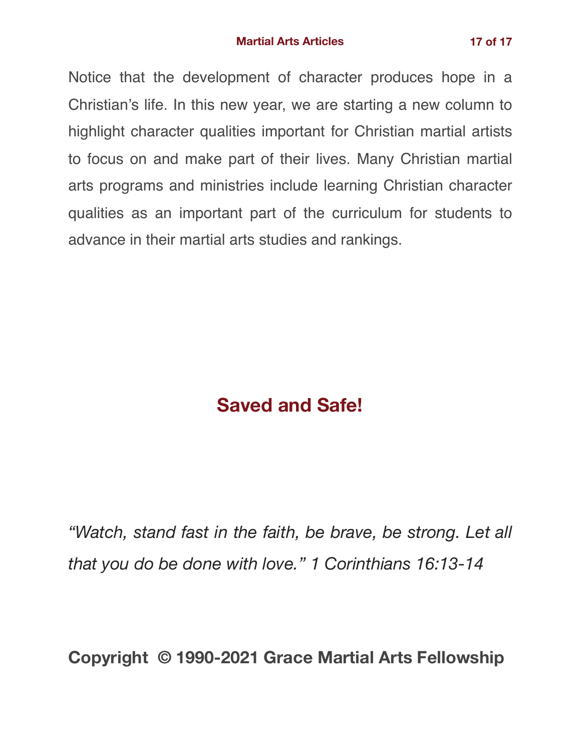Notice that the development of character produces hope in a Christian's life. In this new year, we are starting a new column to highlight character qualities important for Christian martial artists to focus on and make part of their lives. Many Christian martial arts programs and ministries include learning Christian character qualities as an important part of the curriculum for students to advance in their martial arts studies and rankings.

## Saved and Safe!

*"Watch, stand fast in the faith, be brave, be strong. Let all that you do be done with love." 1 Corinthians 16:13-14*

**Copyright © 1990-2021 Grace Martial Arts Fellowship**